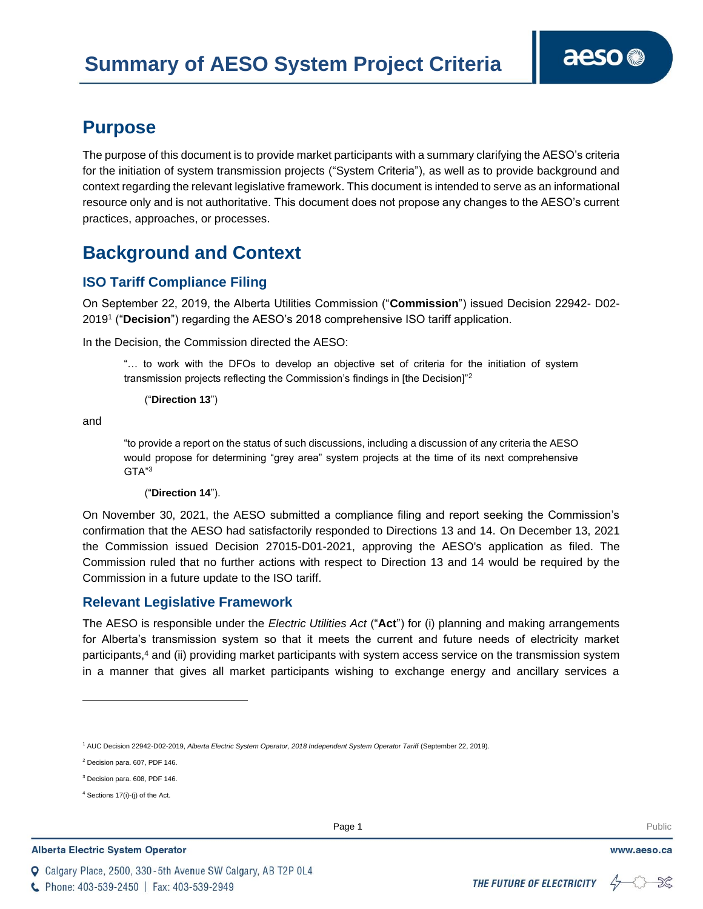# Summary of AESO System Project Criteria

## Purpose

The purpose of this document is to provide market participants with a summary clarifying the AESO's criteria for the initiation of system transmission projects ("System Criteria"), as well as to provide background and context regarding the relevant legislative framework. This document is intended to serve as an informational resource only and is not authoritative. This document does not propose any changes to the AESO's current practices, approaches, or processes.

## Background and Context

### ISO Tariff Compliance Filing

On September 22, 2019, the Alberta Utilities Commission ("**Commission**") issued Decision 22942- D02-2019[1] ("**Decision**") regarding the AESO's 2018 comprehensive ISO tariff application.

In the Decision, the Commission directed the AESO:

> "… to work with the DFOs to develop an objective set of criteria for the initiation of system transmission projects reflecting the Commission's findings in [the Decision]"[2]
>
> ("**Direction 13**")

and

> "to provide a report on the status of such discussions, including a discussion of any criteria the AESO would propose for determining "grey area" system projects at the time of its next comprehensive GTA"[3]
>
> ("**Direction 14**").

On November 30, 2021, the AESO submitted a compliance filing and report seeking the Commission's confirmation that the AESO had satisfactorily responded to Directions 13 and 14. On December 13, 2021 the Commission issued Decision 27015-D01-2021, approving the AESO's application as filed. The Commission ruled that no further actions with respect to Direction 13 and 14 would be required by the Commission in a future update to the ISO tariff.

### Relevant Legislative Framework

The AESO is responsible under the *Electric Utilities Act* ("**Act**") for (i) planning and making arrangements for Alberta's transmission system so that it meets the current and future needs of electricity market participants,[4] and (ii) providing market participants with system access service on the transmission system in a manner that gives all market participants wishing to exchange energy and ancillary services a

---

[1] AUC Decision 22942-D02-2019, *Alberta Electric System Operator, 2018 Independent System Operator Tariff* (September 22, 2019).

[2] Decision para. 607, PDF 146.

[3] Decision para. 608, PDF 146.

[4] Sections 17(i)-(j) of the Act.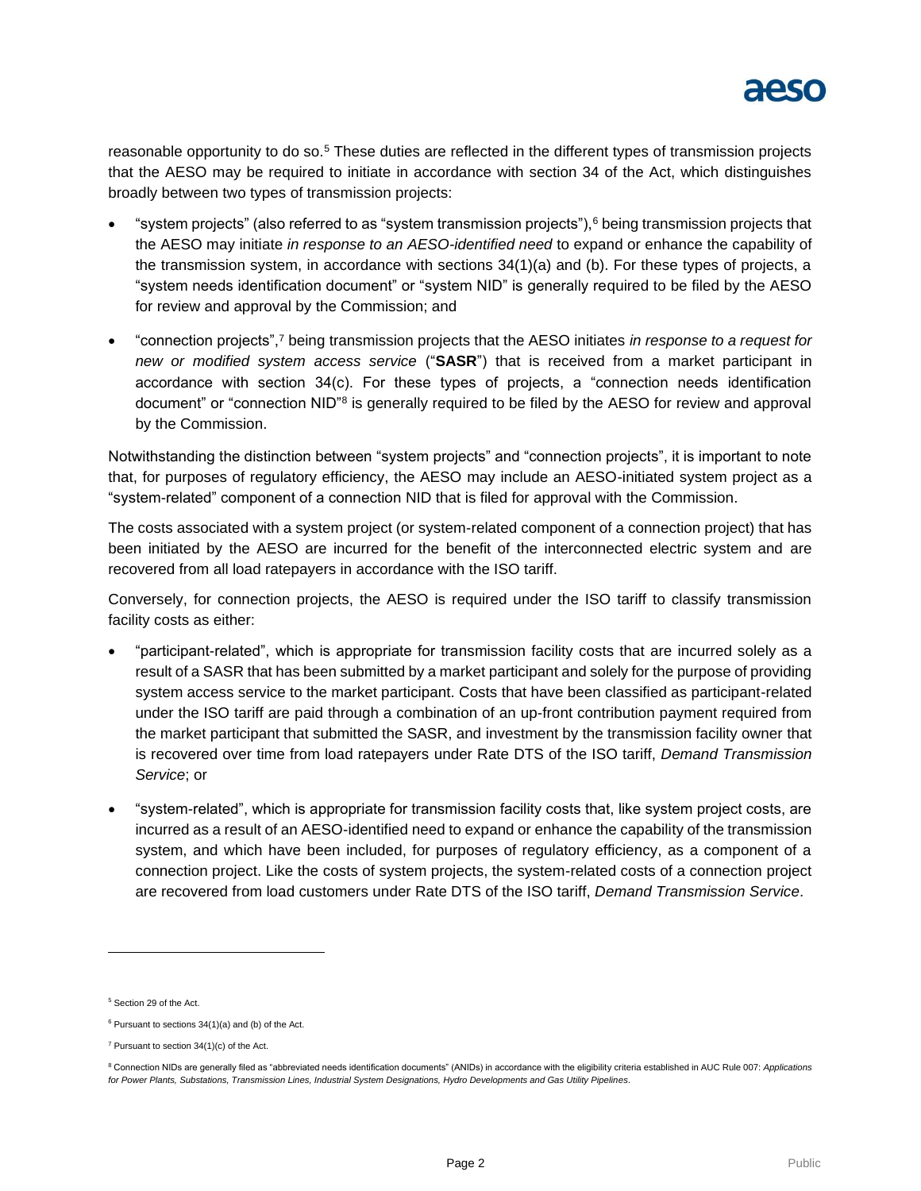reasonable opportunity to do so.[5] These duties are reflected in the different types of transmission projects that the AESO may be required to initiate in accordance with section 34 of the Act, which distinguishes broadly between two types of transmission projects:

- "system projects" (also referred to as "system transmission projects"),[6] being transmission projects that the AESO may initiate *in response to an AESO-identified need* to expand or enhance the capability of the transmission system, in accordance with sections 34(1)(a) and (b). For these types of projects, a "system needs identification document" or "system NID" is generally required to be filed by the AESO for review and approval by the Commission; and
- "connection projects",[7] being transmission projects that the AESO initiates *in response to a request for new or modified system access service* ("**SASR**") that is received from a market participant in accordance with section 34(c). For these types of projects, a "connection needs identification document" or "connection NID"[8] is generally required to be filed by the AESO for review and approval by the Commission.

Notwithstanding the distinction between "system projects" and "connection projects", it is important to note that, for purposes of regulatory efficiency, the AESO may include an AESO-initiated system project as a "system-related" component of a connection NID that is filed for approval with the Commission.

The costs associated with a system project (or system-related component of a connection project) that has been initiated by the AESO are incurred for the benefit of the interconnected electric system and are recovered from all load ratepayers in accordance with the ISO tariff.

Conversely, for connection projects, the AESO is required under the ISO tariff to classify transmission facility costs as either:

- "participant-related", which is appropriate for transmission facility costs that are incurred solely as a result of a SASR that has been submitted by a market participant and solely for the purpose of providing system access service to the market participant. Costs that have been classified as participant-related under the ISO tariff are paid through a combination of an up-front contribution payment required from the market participant that submitted the SASR, and investment by the transmission facility owner that is recovered over time from load ratepayers under Rate DTS of the ISO tariff, *Demand Transmission Service*; or
- "system-related", which is appropriate for transmission facility costs that, like system project costs, are incurred as a result of an AESO-identified need to expand or enhance the capability of the transmission system, and which have been included, for purposes of regulatory efficiency, as a component of a connection project. Like the costs of system projects, the system-related costs of a connection project are recovered from load customers under Rate DTS of the ISO tariff, *Demand Transmission Service*.

---

[5] Section 29 of the Act.

[6] Pursuant to sections 34(1)(a) and (b) of the Act.

[7] Pursuant to section 34(1)(c) of the Act.

[8] Connection NIDs are generally filed as "abbreviated needs identification documents" (ANIDs) in accordance with the eligibility criteria established in AUC Rule 007: *Applications for Power Plants, Substations, Transmission Lines, Industrial System Designations, Hydro Developments and Gas Utility Pipelines*.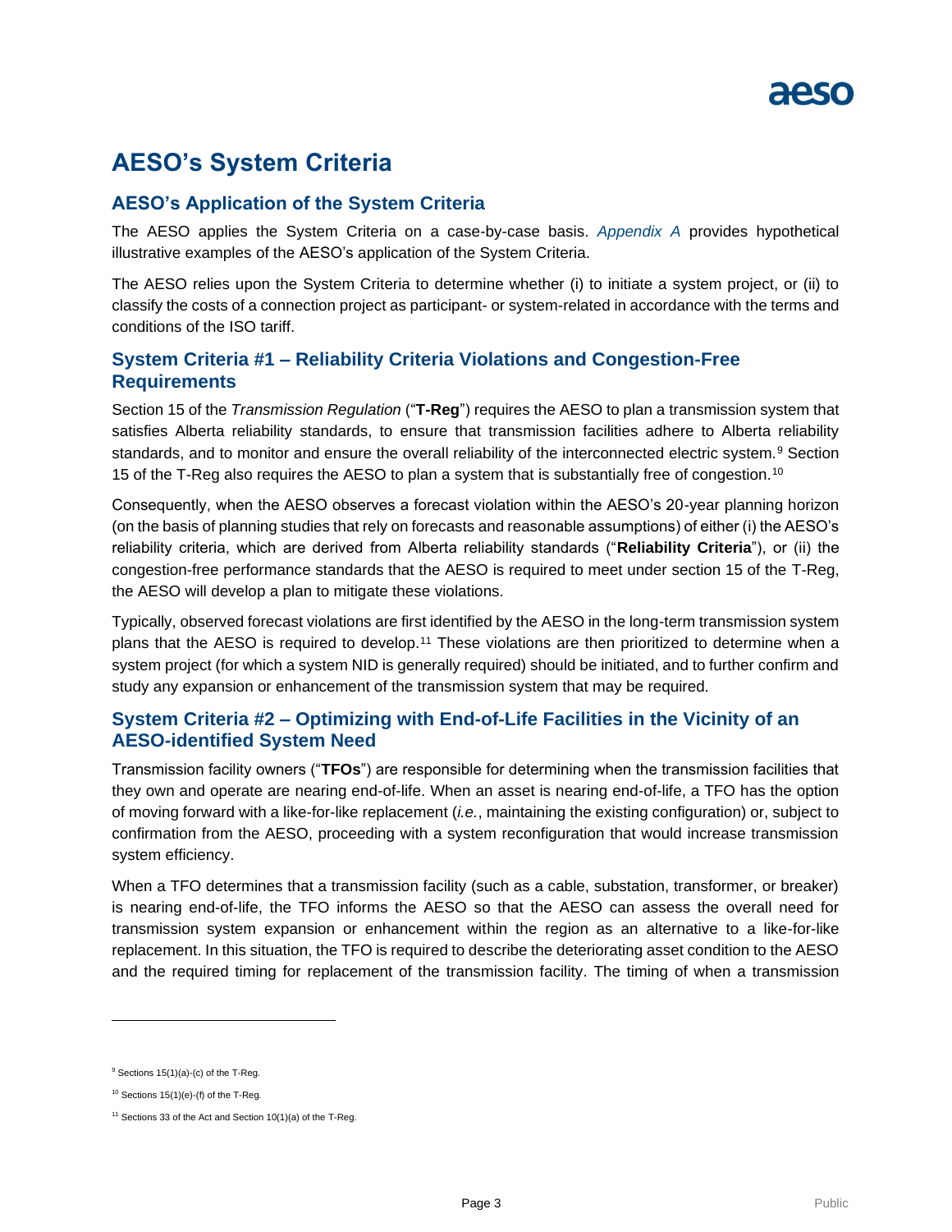# AESO's System Criteria

## AESO's Application of the System Criteria

The AESO applies the System Criteria on a case-by-case basis. *Appendix A* provides hypothetical illustrative examples of the AESO's application of the System Criteria.

The AESO relies upon the System Criteria to determine whether (i) to initiate a system project, or (ii) to classify the costs of a connection project as participant- or system-related in accordance with the terms and conditions of the ISO tariff.

## System Criteria #1 – Reliability Criteria Violations and Congestion-Free Requirements

Section 15 of the *Transmission Regulation* ("**T-Reg**") requires the AESO to plan a transmission system that satisfies Alberta reliability standards, to ensure that transmission facilities adhere to Alberta reliability standards, and to monitor and ensure the overall reliability of the interconnected electric system.[9] Section 15 of the T-Reg also requires the AESO to plan a system that is substantially free of congestion.[10]

Consequently, when the AESO observes a forecast violation within the AESO's 20-year planning horizon (on the basis of planning studies that rely on forecasts and reasonable assumptions) of either (i) the AESO's reliability criteria, which are derived from Alberta reliability standards ("**Reliability Criteria**"), or (ii) the congestion-free performance standards that the AESO is required to meet under section 15 of the T-Reg, the AESO will develop a plan to mitigate these violations.

Typically, observed forecast violations are first identified by the AESO in the long-term transmission system plans that the AESO is required to develop.[11] These violations are then prioritized to determine when a system project (for which a system NID is generally required) should be initiated, and to further confirm and study any expansion or enhancement of the transmission system that may be required.

## System Criteria #2 – Optimizing with End-of-Life Facilities in the Vicinity of an AESO-identified System Need

Transmission facility owners ("**TFOs**") are responsible for determining when the transmission facilities that they own and operate are nearing end-of-life. When an asset is nearing end-of-life, a TFO has the option of moving forward with a like-for-like replacement (*i.e.*, maintaining the existing configuration) or, subject to confirmation from the AESO, proceeding with a system reconfiguration that would increase transmission system efficiency.

When a TFO determines that a transmission facility (such as a cable, substation, transformer, or breaker) is nearing end-of-life, the TFO informs the AESO so that the AESO can assess the overall need for transmission system expansion or enhancement within the region as an alternative to a like-for-like replacement. In this situation, the TFO is required to describe the deteriorating asset condition to the AESO and the required timing for replacement of the transmission facility. The timing of when a transmission

---

[9] Sections 15(1)(a)-(c) of the T-Reg.

[10] Sections 15(1)(e)-(f) of the T-Reg.

[11] Sections 33 of the Act and Section 10(1)(a) of the T-Reg.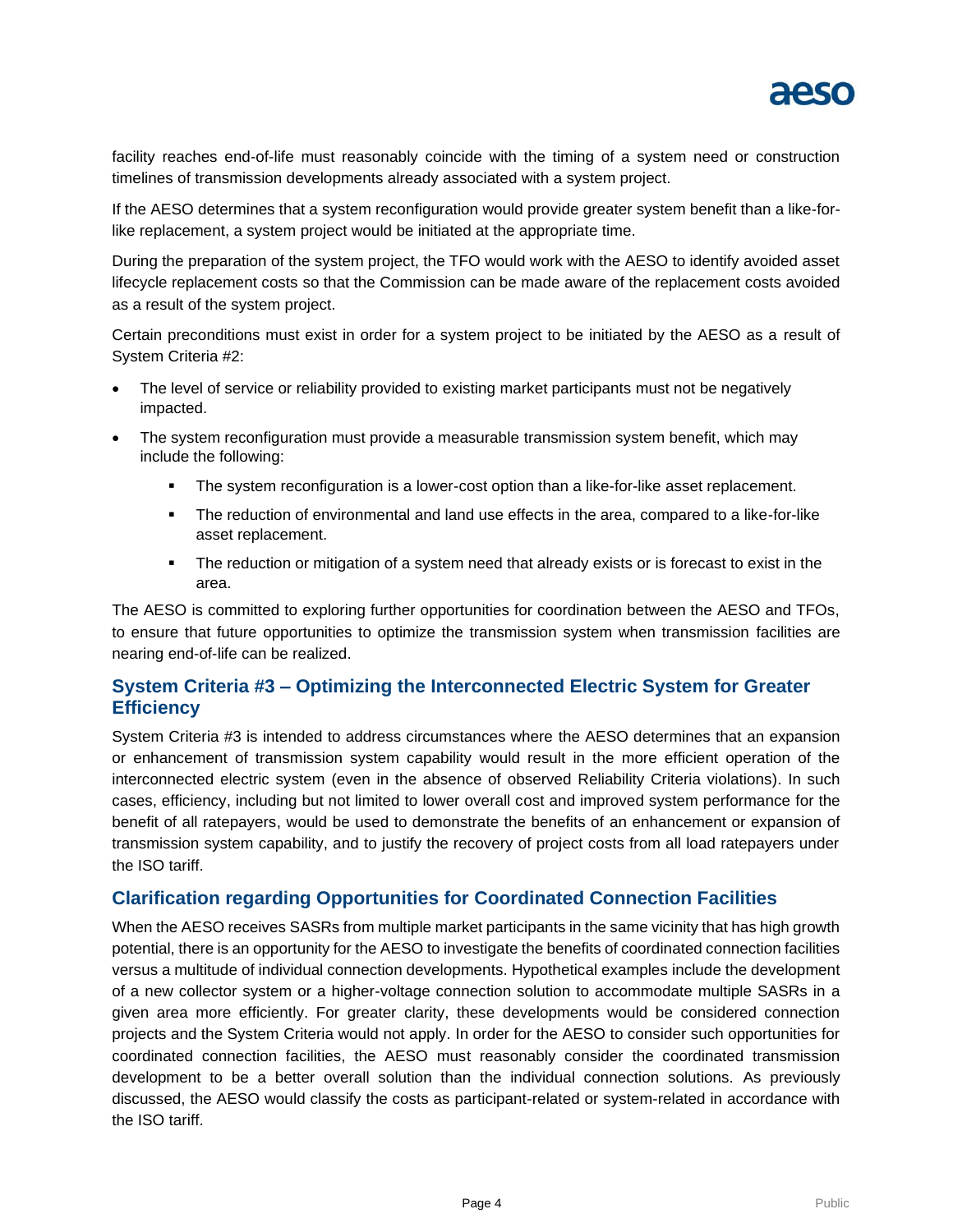facility reaches end-of-life must reasonably coincide with the timing of a system need or construction timelines of transmission developments already associated with a system project.

If the AESO determines that a system reconfiguration would provide greater system benefit than a like-for-like replacement, a system project would be initiated at the appropriate time.

During the preparation of the system project, the TFO would work with the AESO to identify avoided asset lifecycle replacement costs so that the Commission can be made aware of the replacement costs avoided as a result of the system project.

Certain preconditions must exist in order for a system project to be initiated by the AESO as a result of System Criteria #2:

- The level of service or reliability provided to existing market participants must not be negatively impacted.
- The system reconfiguration must provide a measurable transmission system benefit, which may include the following:
  - The system reconfiguration is a lower-cost option than a like-for-like asset replacement.
  - The reduction of environmental and land use effects in the area, compared to a like-for-like asset replacement.
  - The reduction or mitigation of a system need that already exists or is forecast to exist in the area.

The AESO is committed to exploring further opportunities for coordination between the AESO and TFOs, to ensure that future opportunities to optimize the transmission system when transmission facilities are nearing end-of-life can be realized.

## System Criteria #3 – Optimizing the Interconnected Electric System for Greater Efficiency

System Criteria #3 is intended to address circumstances where the AESO determines that an expansion or enhancement of transmission system capability would result in the more efficient operation of the interconnected electric system (even in the absence of observed Reliability Criteria violations). In such cases, efficiency, including but not limited to lower overall cost and improved system performance for the benefit of all ratepayers, would be used to demonstrate the benefits of an enhancement or expansion of transmission system capability, and to justify the recovery of project costs from all load ratepayers under the ISO tariff.

## Clarification regarding Opportunities for Coordinated Connection Facilities

When the AESO receives SASRs from multiple market participants in the same vicinity that has high growth potential, there is an opportunity for the AESO to investigate the benefits of coordinated connection facilities versus a multitude of individual connection developments. Hypothetical examples include the development of a new collector system or a higher-voltage connection solution to accommodate multiple SASRs in a given area more efficiently. For greater clarity, these developments would be considered connection projects and the System Criteria would not apply. In order for the AESO to consider such opportunities for coordinated connection facilities, the AESO must reasonably consider the coordinated transmission development to be a better overall solution than the individual connection solutions. As previously discussed, the AESO would classify the costs as participant-related or system-related in accordance with the ISO tariff.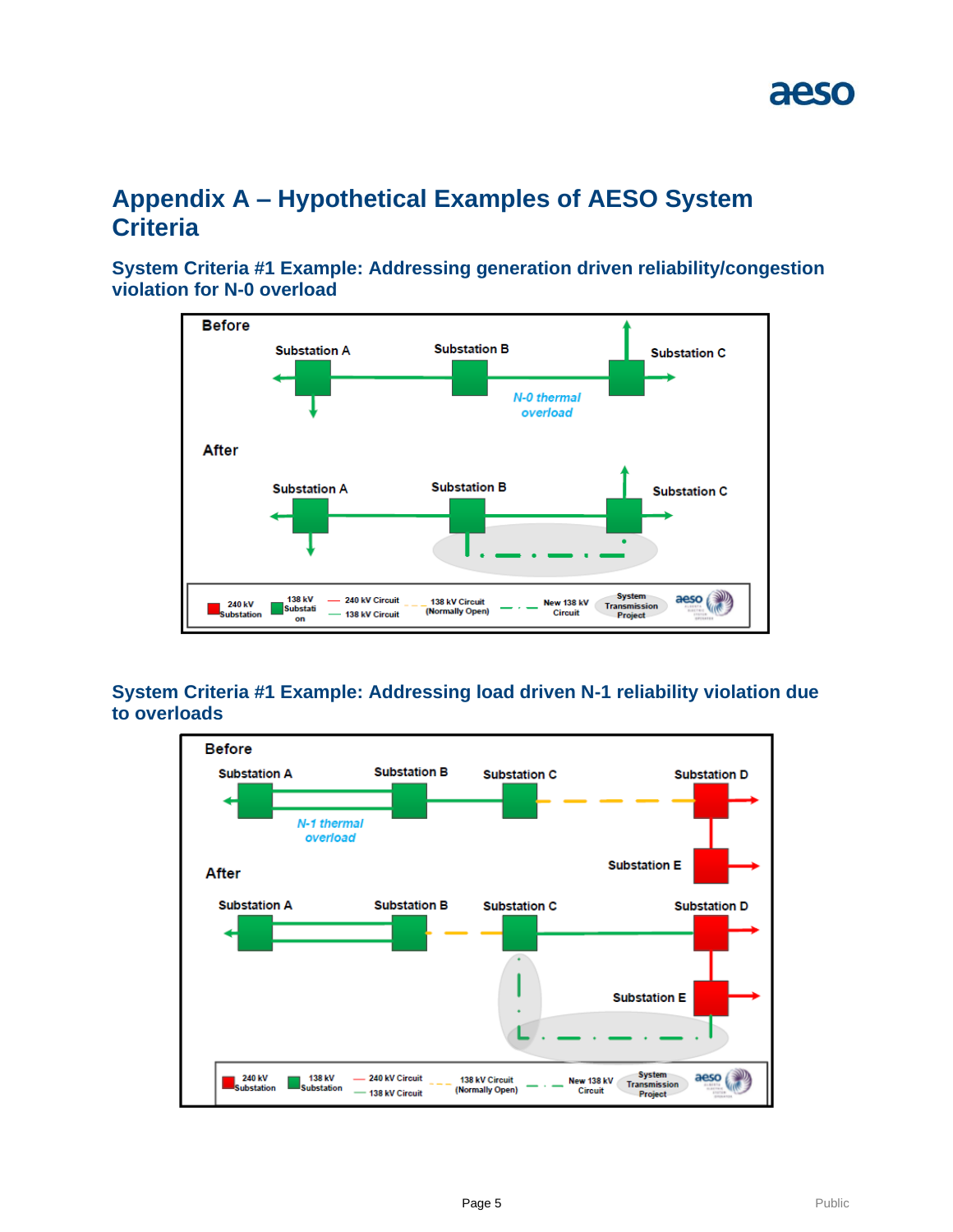# Appendix A – Hypothetical Examples of AESO System Criteria

## System Criteria #1 Example: Addressing generation driven reliability/congestion violation for N-0 overload

## System Criteria #1 Example: Addressing load driven N-1 reliability violation due to overloads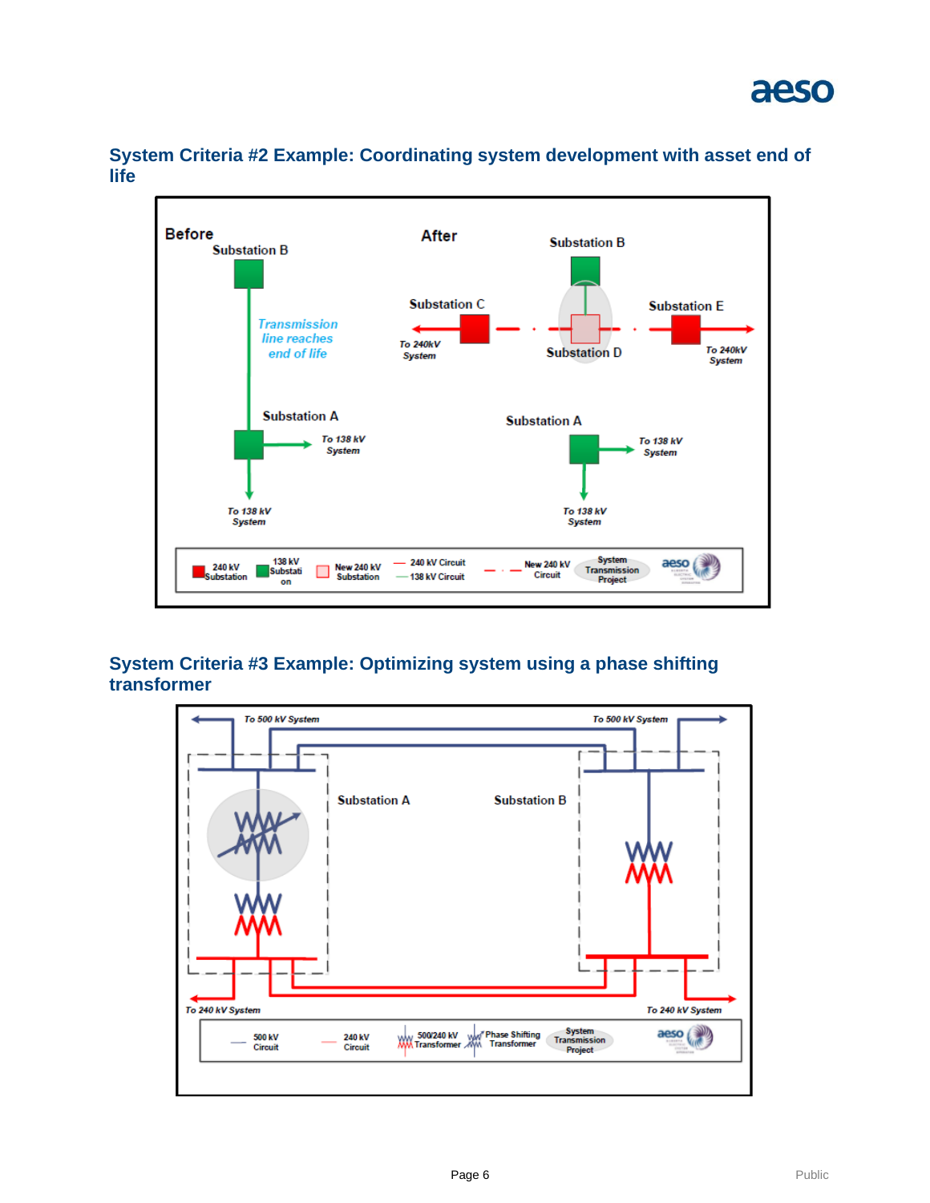## System Criteria #2 Example: Coordinating system development with asset end of life

## System Criteria #3 Example: Optimizing system using a phase shifting transformer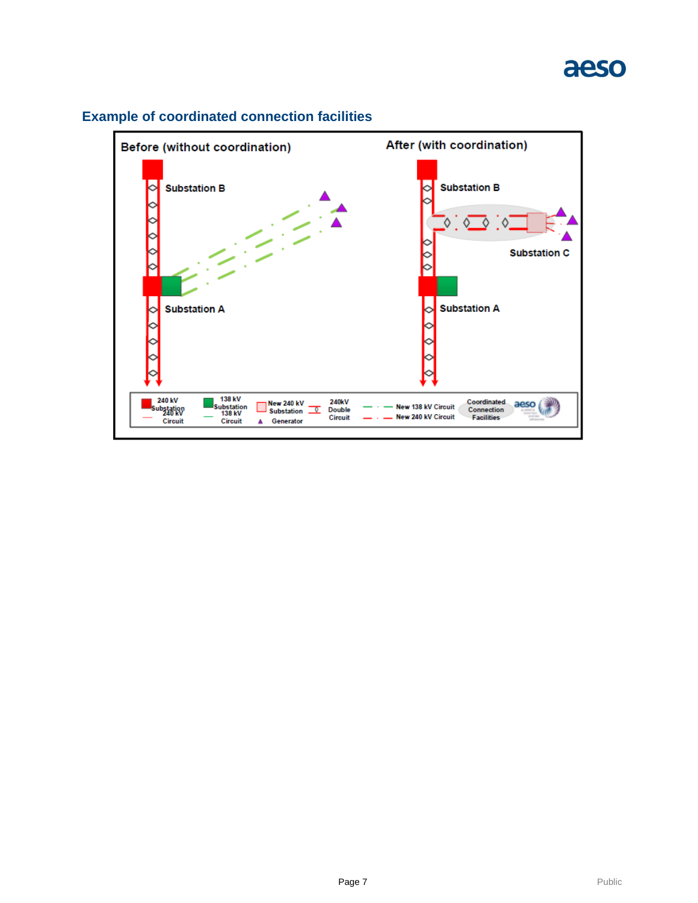## Example of coordinated connection facilities

Before (without coordination)

Substation B

Substation A

After (with coordination)

Substation B

Substation C

Substation A

240 kV Substation
240 kV Circuit
138 kV Substation
138 kV Circuit
New 240 kV Substation
Generator
240kV Double Circuit
New 138 kV Circuit
New 240 kV Circuit
Coordinated Connection Facilities